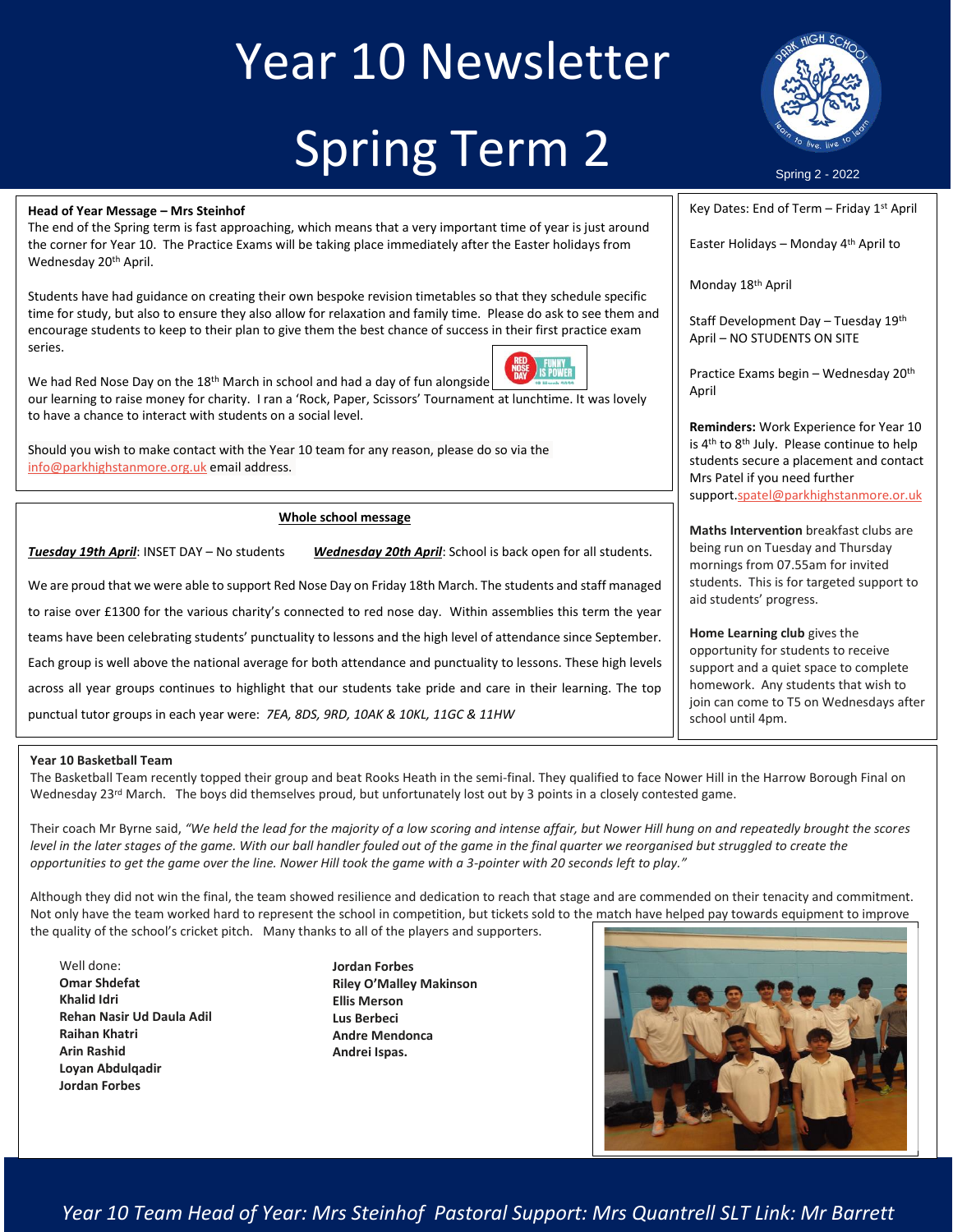# Year 10 Newsletter

# Spring Term 2

Spring 2 - 2022

## Head of Year Message – Mrs Steinhof

The end of the Spring term is fast approaching, which means that a very important time of year is just around the corner for Year 10. The Practice Exams will be taking place immediately after the Easter holidays from Wednesday 20th April.

Students have had guidance on creating their own bespoke revision timetables so that they schedule specific time for study, but also to ensure they also allow for relaxation and family time. Please do ask to see them and encourage students to keep to their plan to give them the best chance of success in their first practice exam series.

We had Red Nose Day on the 18th March in school and had a day of fun alongside our learning to raise money for charity. I ran a 'Rock, Paper, Scissors' Tournament at lunchtime. It was lovely to have a chance to interact with students on a social level.

Should you wish to make contact with the Year 10 team for any reason, please do so via the info@parkhighstanmore.org.uk email address.

## Whole school message

***Tuesday 19th April***: INSET DAY – No students

***Wednesday 20th April***: School is back open for all students.

We are proud that we were able to support Red Nose Day on Friday 18th March. The students and staff managed to raise over £1300 for the various charity's connected to red nose day. Within assemblies this term the year teams have been celebrating students' punctuality to lessons and the high level of attendance since September. Each group is well above the national average for both attendance and punctuality to lessons. These high levels across all year groups continues to highlight that our students take pride and care in their learning. The top punctual tutor groups in each year were: *7EA, 8DS, 9RD, 10AK & 10KL, 11GC & 11HW*

Key Dates: End of Term – Friday 1st April

Easter Holidays – Monday 4th April to

Monday 18th April

Staff Development Day – Tuesday 19th April – NO STUDENTS ON SITE

Practice Exams begin – Wednesday 20th April

**Reminders:** Work Experience for Year 10 is 4th to 8th July. Please continue to help students secure a placement and contact Mrs Patel if you need further support.spatel@parkhighstanmore.or.uk

**Maths Intervention** breakfast clubs are being run on Tuesday and Thursday mornings from 07.55am for invited students. This is for targeted support to aid students' progress.

**Home Learning club** gives the opportunity for students to receive support and a quiet space to complete homework. Any students that wish to join can come to T5 on Wednesdays after school until 4pm.

## Year 10 Basketball Team

The Basketball Team recently topped their group and beat Rooks Heath in the semi-final. They qualified to face Nower Hill in the Harrow Borough Final on Wednesday 23rd March. The boys did themselves proud, but unfortunately lost out by 3 points in a closely contested game.

Their coach Mr Byrne said, *"We held the lead for the majority of a low scoring and intense affair, but Nower Hill hung on and repeatedly brought the scores level in the later stages of the game. With our ball handler fouled out of the game in the final quarter we reorganised but struggled to create the opportunities to get the game over the line. Nower Hill took the game with a 3-pointer with 20 seconds left to play."*

Although they did not win the final, the team showed resilience and dedication to reach that stage and are commended on their tenacity and commitment. Not only have the team worked hard to represent the school in competition, but tickets sold to the match have helped pay towards equipment to improve the quality of the school's cricket pitch. Many thanks to all of the players and supporters.

Well done:
**Omar Shdefat**
**Khalid Idri**
**Rehan Nasir Ud Daula Adil**
**Raihan Khatri**
**Arin Rashid**
**Loyan Abdulqadir**
**Jordan Forbes**
**Jordan Forbes**
**Riley O'Malley Makinson**
**Ellis Merson**
**Lus Berbeci**
**Andre Mendonca**
**Andrei Ispas.**

*Year 10 Team Head of Year: Mrs Steinhof Pastoral Support: Mrs Quantrell SLT Link: Mr Barrett*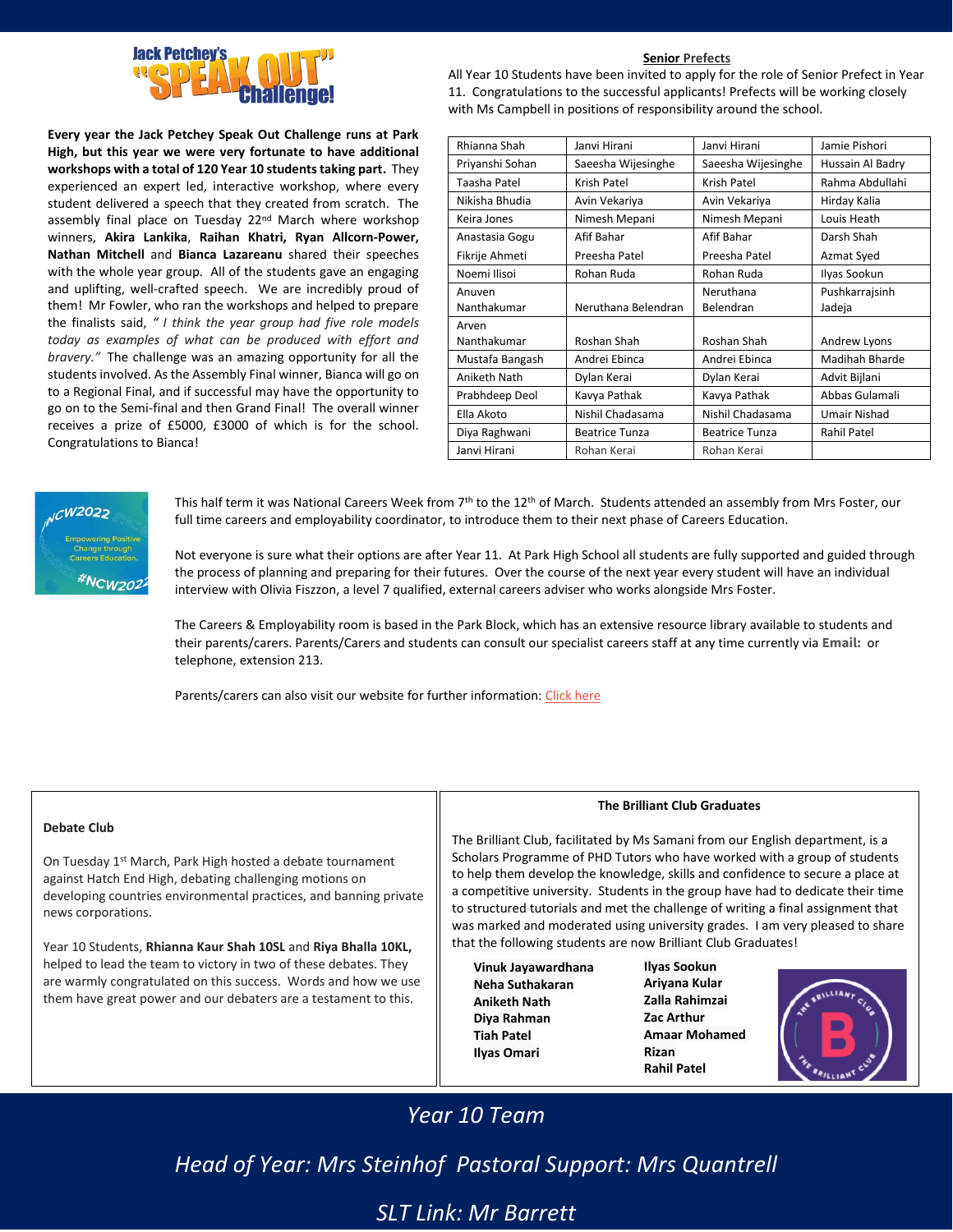# Jack Petchey's "SPEAK OUT" Challenge!

**Every year the Jack Petchey Speak Out Challenge runs at Park High, but this year we were very fortunate to have additional workshops with a total of 120 Year 10 students taking part.** They experienced an expert led, interactive workshop, where every student delivered a speech that they created from scratch. The assembly final place on Tuesday 22nd March where workshop winners, **Akira Lankika**, **Raihan Khatri, Ryan Allcorn-Power, Nathan Mitchell** and **Bianca Lazareanu** shared their speeches with the whole year group. All of the students gave an engaging and uplifting, well-crafted speech. We are incredibly proud of them! Mr Fowler, who ran the workshops and helped to prepare the finalists said, *" I think the year group had five role models today as examples of what can be produced with effort and bravery."* The challenge was an amazing opportunity for all the students involved. As the Assembly Final winner, Bianca will go on to a Regional Final, and if successful may have the opportunity to go on to the Semi-final and then Grand Final! The overall winner receives a prize of £5000, £3000 of which is for the school. Congratulations to Bianca!

## Senior Prefects

All Year 10 Students have been invited to apply for the role of Senior Prefect in Year 11. Congratulations to the successful applicants! Prefects will be working closely with Ms Campbell in positions of responsibility around the school.

| | | | |
|---|---|---|---|
| Rhianna Shah | Janvi Hirani | Janvi Hirani | Jamie Pishori |
| Priyanshi Sohan | Saeesha Wijesinghe | Saeesha Wijesinghe | Hussain Al Badry |
| Taasha Patel | Krish Patel | Krish Patel | Rahma Abdullahi |
| Nikisha Bhudia | Avin Vekariya | Avin Vekariya | Hirday Kalia |
| Keira Jones | Nimesh Mepani | Nimesh Mepani | Louis Heath |
| Anastasia Gogu<br>Fikrije Ahmeti | Afif Bahar<br>Preesha Patel | Afif Bahar<br>Preesha Patel | Darsh Shah<br>Azmat Syed |
| Noemi Ilisoi | Rohan Ruda | Rohan Ruda | Ilyas Sookun |
| Anuven Nanthakumar | Neruthana Belendran | Neruthana Belendran | Pushkarrajsinh Jadeja |
| Arven Nanthakumar | Roshan Shah | Roshan Shah | Andrew Lyons |
| Mustafa Bangash | Andrei Ebinca | Andrei Ebinca | Madihah Bharde |
| Aniketh Nath | Dylan Kerai | Dylan Kerai | Advit Bijlani |
| Prabhdeep Deol | Kavya Pathak | Kavya Pathak | Abbas Gulamali |
| Ella Akoto | Nishil Chadasama | Nishil Chadasama | Umair Nishad |
| Diya Raghwani | Beatrice Tunza | Beatrice Tunza | Rahil Patel |
| Janvi Hirani | Rohan Kerai | Rohan Kerai | |

## National Careers Week

This half term it was National Careers Week from 7th to the 12th of March. Students attended an assembly from Mrs Foster, our full time careers and employability coordinator, to introduce them to their next phase of Careers Education.

Not everyone is sure what their options are after Year 11. At Park High School all students are fully supported and guided through the process of planning and preparing for their futures. Over the course of the next year every student will have an individual interview with Olivia Fiszzon, a level 7 qualified, external careers adviser who works alongside Mrs Foster.

The Careers & Employability room is based in the Park Block, which has an extensive resource library available to students and their parents/carers. Parents/Carers and students can consult our specialist careers staff at any time currently via **Email:** or telephone, extension 213.

Parents/carers can also visit our website for further information: Click here

## Debate Club

On Tuesday 1st March, Park High hosted a debate tournament against Hatch End High, debating challenging motions on developing countries environmental practices, and banning private news corporations.

Year 10 Students, **Rhianna Kaur Shah 10SL** and **Riya Bhalla 10KL,** helped to lead the team to victory in two of these debates. They are warmly congratulated on this success. Words and how we use them have great power and our debaters are a testament to this.

## The Brilliant Club Graduates

The Brilliant Club, facilitated by Ms Samani from our English department, is a Scholars Programme of PHD Tutors who have worked with a group of students to help them develop the knowledge, skills and confidence to secure a place at a competitive university. Students in the group have had to dedicate their time to structured tutorials and met the challenge of writing a final assignment that was marked and moderated using university grades. I am very pleased to share that the following students are now Brilliant Club Graduates!

**Vinuk Jayawardhana**
**Neha Suthakaran**
**Aniketh Nath**
**Diya Rahman**
**Tiah Patel**
**Ilyas Omari**
**Ilyas Sookun**
**Ariyana Kular**
**Zalla Rahimzai**
**Zac Arthur**
**Amaar Mohamed**
**Rizan**
**Rahil Patel**

*Year 10 Team*

*Head of Year: Mrs Steinhof Pastoral Support: Mrs Quantrell*

*SLT Link: Mr Barrett*